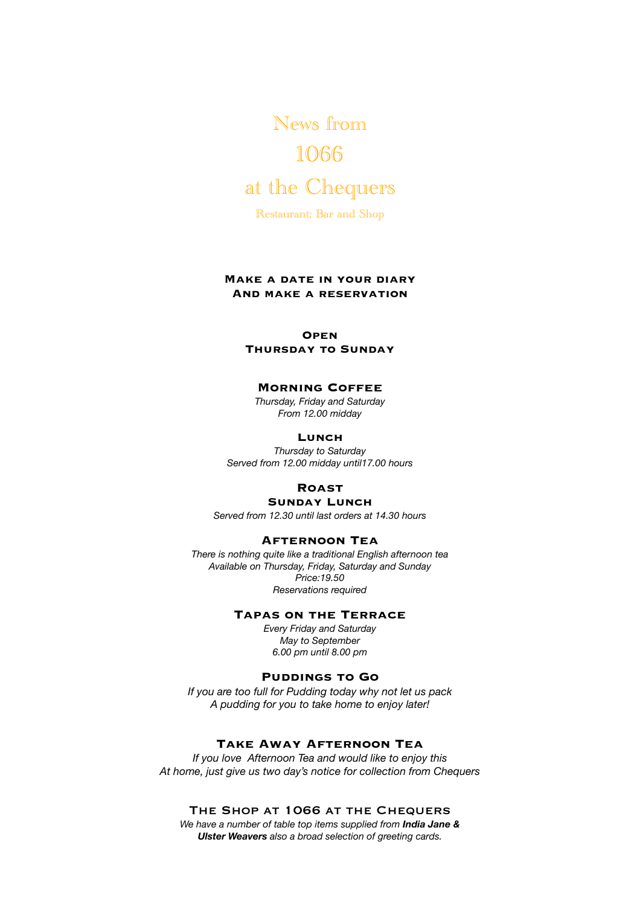# News from

# 1066

# at the Chequers

Restaurant; Bar and Shop

**Make a date in your diary**
**And make a reservation**

**Open**
**Thursday to Sunday**

## Morning Coffee

*Thursday, Friday and Saturday*
*From 12.00 midday*

## Lunch

*Thursday to Saturday*
*Served from 12.00 midday until17.00 hours*

## Roast
## Sunday Lunch

*Served from 12.30 until last orders at 14.30 hours*

## Afternoon Tea

*There is nothing quite like a traditional English afternoon tea*
*Available on Thursday, Friday, Saturday and Sunday*
*Price:19.50*
*Reservations required*

## Tapas on the Terrace

*Every Friday and Saturday*
*May to September*
*6.00 pm until 8.00 pm*

## Puddings to Go

*If you are too full for Pudding today why not let us pack*
*A pudding for you to take home to enjoy later!*

## Take Away Afternoon Tea

*If you love Afternoon Tea and would like to enjoy this*
*At home, just give us two day's notice for collection from Chequers*

## The Shop at 1066 at the Chequers

*We have a number of table top items supplied from **India Jane & Ulster Weavers** also a broad selection of greeting cards.*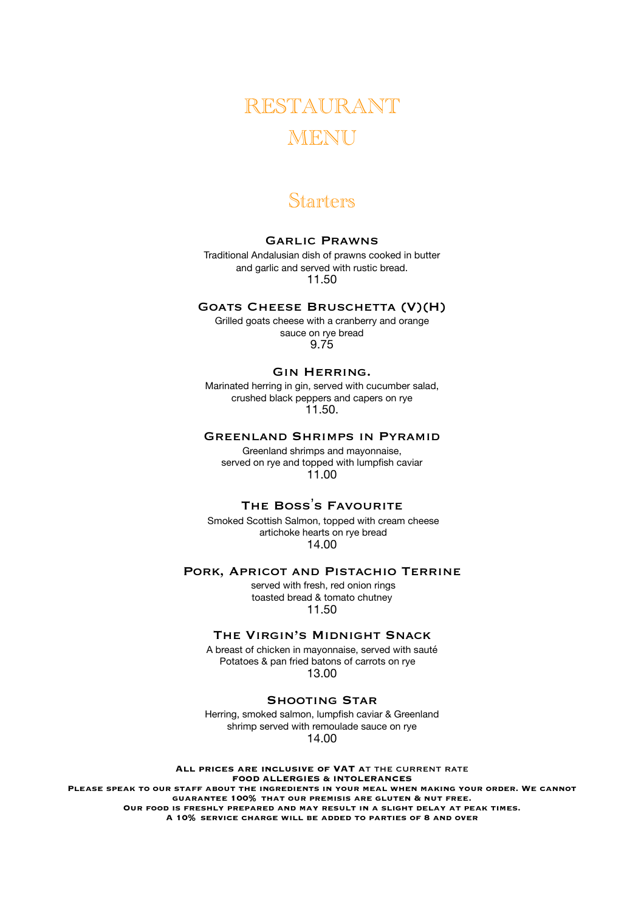# RESTAURANT MENU

## Starters

### Garlic Prawns

Traditional Andalusian dish of prawns cooked in butter and garlic and served with rustic bread.

11.50

### Goats Cheese Bruschetta (V)(H)

Grilled goats cheese with a cranberry and orange sauce on rye bread

9.75

### Gin Herring.

Marinated herring in gin, served with cucumber salad, crushed black peppers and capers on rye

11.50.

### Greenland Shrimps in Pyramid

Greenland shrimps and mayonnaise, served on rye and topped with lumpfish caviar

11.00

### The Boss's Favourite

Smoked Scottish Salmon, topped with cream cheese artichoke hearts on rye bread

14.00

### Pork, Apricot and Pistachio Terrine

served with fresh, red onion rings toasted bread & tomato chutney

11.50

### The Virgin's Midnight Snack

A breast of chicken in mayonnaise, served with sauté Potatoes & pan fried batons of carrots on rye

13.00

### Shooting Star

Herring, smoked salmon, lumpfish caviar & Greenland shrimp served with remoulade sauce on rye

14.00

**All prices are inclusive of VAT at the current rate**

**Food allergies & intolerances**

**Please speak to our staff about the ingredients in your meal when making your order. We cannot guarantee 100% that our premisis are gluten & nut free.**

**Our food is freshly prepared and may result in a slight delay at peak times.**

**A 10% service charge will be added to parties of 8 and over**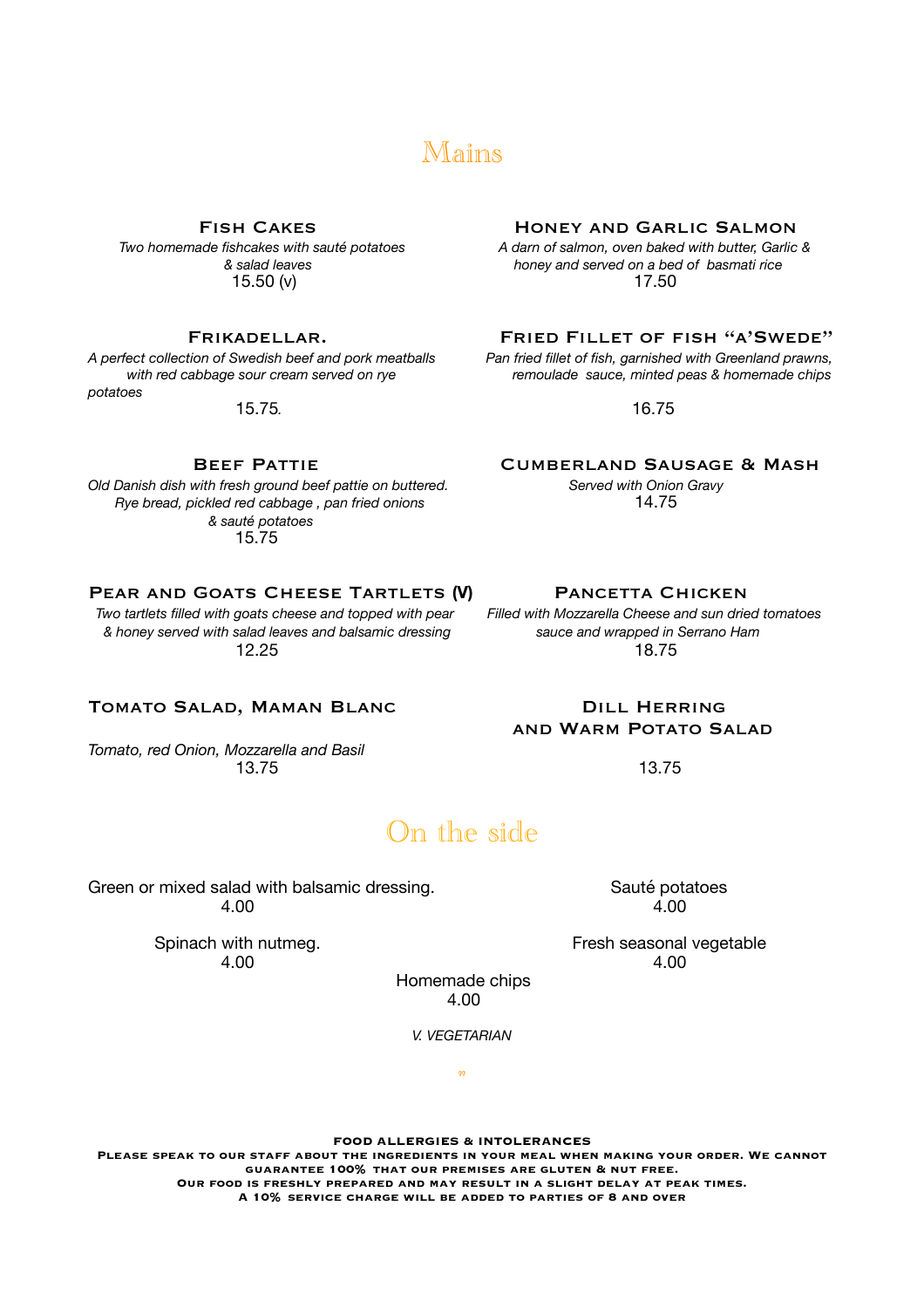# Mains

### Fish Cakes

*Two homemade fishcakes with sauté potatoes & salad leaves*

15.50 (v)

### Frikadellar.

*A perfect collection of Swedish beef and pork meatballs with red cabbage sour cream served on rye potatoes*

15.75.

### Beef Pattie

*Old Danish dish with fresh ground beef pattie on buttered. Rye bread, pickled red cabbage , pan fried onions & sauté potatoes*

15.75

### Pear and Goats Cheese Tartlets (V)

*Two tartlets filled with goats cheese and topped with pear & honey served with salad leaves and balsamic dressing*

12.25

### Tomato Salad, Maman Blanc

*Tomato, red Onion, Mozzarella and Basil*

13.75

### Honey and Garlic Salmon

*A darn of salmon, oven baked with butter, Garlic & honey and served on a bed of basmati rice*

17.50

### Fried Fillet of Fish "A'Swede"

*Pan fried fillet of fish, garnished with Greenland prawns, remoulade sauce, minted peas & homemade chips*

16.75

### Cumberland Sausage & Mash

*Served with Onion Gravy*

14.75

### Pancetta Chicken

*Filled with Mozzarella Cheese and sun dried tomatoes sauce and wrapped in Serrano Ham*

18.75

### Dill Herring and Warm Potato Salad

13.75

# On the side

Green or mixed salad with balsamic dressing.
4.00

Spinach with nutmeg.
4.00

Homemade chips
4.00

Sauté potatoes
4.00

Fresh seasonal vegetable
4.00

*V. VEGETARIAN*

**FOOD ALLERGIES & INTOLERANCES**

**Please speak to our staff about the ingredients in your meal when making your order. We cannot guarantee 100% that our premises are gluten & nut free.**

**Our food is freshly prepared and may result in a slight delay at peak times.**

**A 10% service charge will be added to parties of 8 and over**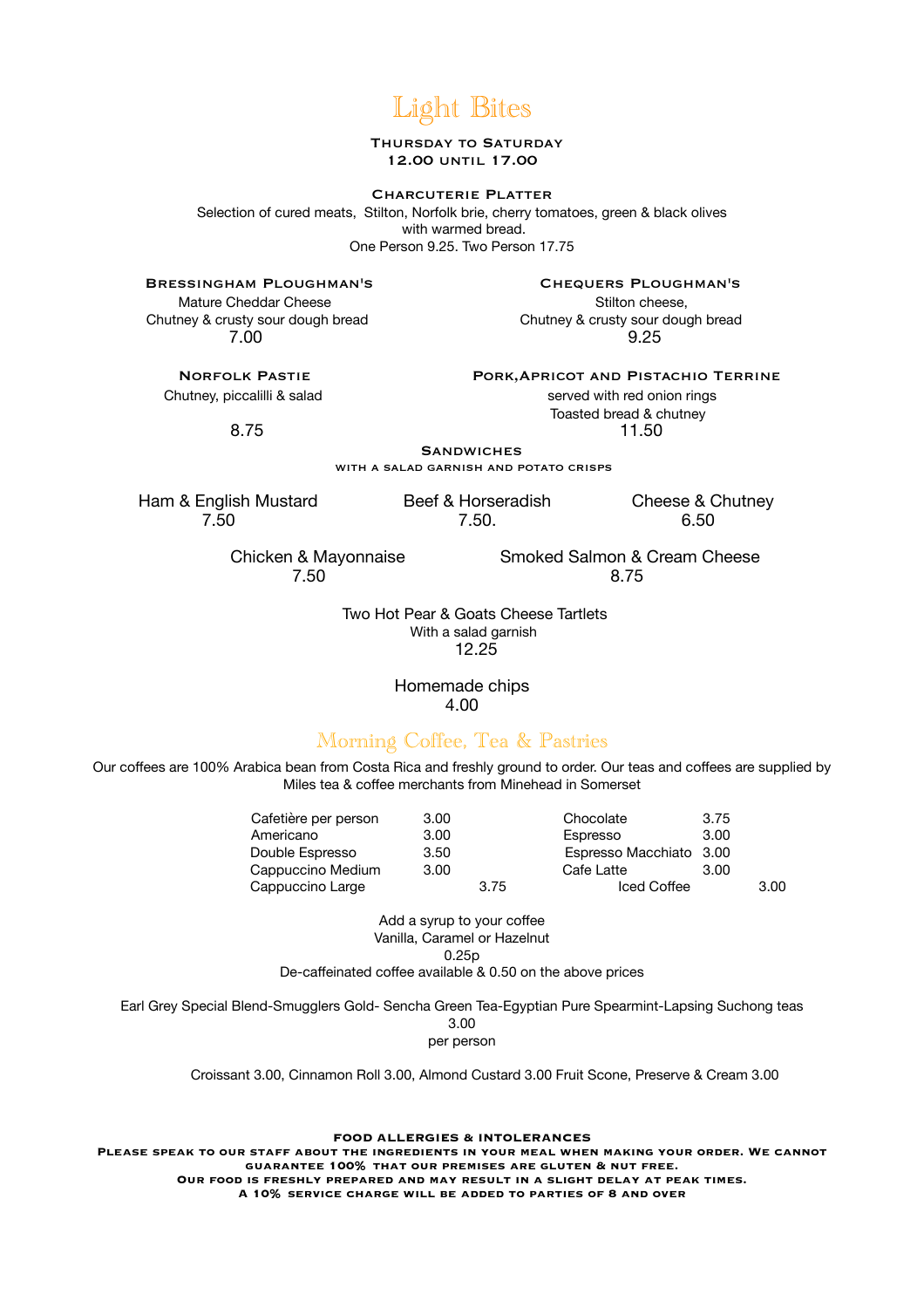# Light Bites

**Thursday to Saturday**
**12.00 until 17.00**

### Charcuterie Platter

Selection of cured meats, Stilton, Norfolk brie, cherry tomatoes, green & black olives with warmed bread.
One Person 9.25. Two Person 17.75

### Bressingham Ploughman's

Mature Cheddar Cheese
Chutney & crusty sour dough bread
7.00

### Chequers Ploughman's

Stilton cheese,
Chutney & crusty sour dough bread
9.25

### Norfolk Pastie

Chutney, piccalilli & salad

8.75

### Pork,Apricot and Pistachio Terrine

served with red onion rings
Toasted bread & chutney
11.50

### Sandwiches

with a salad garnish and potato crisps

Ham & English Mustard
7.50

Beef & Horseradish
7.50.

Cheese & Chutney
6.50

Chicken & Mayonnaise
7.50

Smoked Salmon & Cream Cheese
8.75

Two Hot Pear & Goats Cheese Tartlets
With a salad garnish
12.25

Homemade chips
4.00

# Morning Coffee, Tea & Pastries

Our coffees are 100% Arabica bean from Costa Rica and freshly ground to order. Our teas and coffees are supplied by Miles tea & coffee merchants from Minehead in Somerset

| | | | |
|---|---|---|---|
| Cafetière per person | 3.00 | Chocolate | 3.75 |
| Americano | 3.00 | Espresso | 3.00 |
| Double Espresso | 3.50 | Espresso Macchiato | 3.00 |
| Cappuccino Medium | 3.00 | Cafe Latte | 3.00 |
| Cappuccino Large | 3.75 | Iced Coffee | 3.00 |

Add a syrup to your coffee
Vanilla, Caramel or Hazelnut
0.25p
De-caffeinated coffee available & 0.50 on the above prices

Earl Grey Special Blend-Smugglers Gold- Sencha Green Tea-Egyptian Pure Spearmint-Lapsing Suchong teas
3.00
per person

Croissant 3.00, Cinnamon Roll 3.00, Almond Custard 3.00 Fruit Scone, Preserve & Cream 3.00

**FOOD ALLERGIES & INTOLERANCES**
**Please speak to our staff about the ingredients in your meal when making your order. We cannot guarantee 100% that our premises are gluten & nut free.**
**Our food is freshly prepared and may result in a slight delay at peak times.**
**A 10% service charge will be added to parties of 8 and over**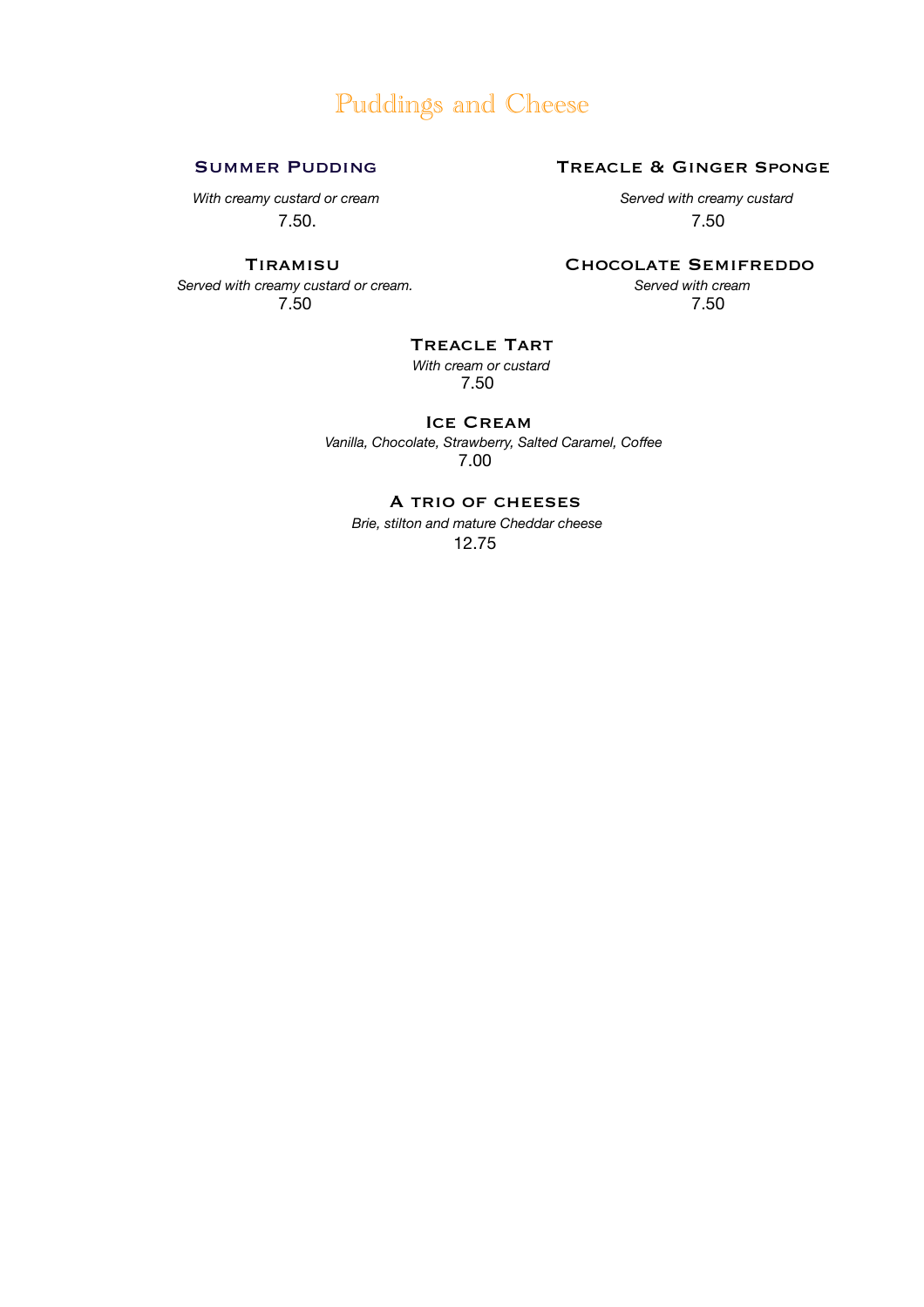# Puddings and Cheese

### Summer Pudding

*With creamy custard or cream*

7.50.

### Treacle & Ginger Sponge

*Served with creamy custard*

7.50

### Tiramisu

*Served with creamy custard or cream.*

7.50

### Chocolate Semifreddo

*Served with cream*

7.50

### Treacle Tart

*With cream or custard*

7.50

### Ice Cream

*Vanilla, Chocolate, Strawberry, Salted Caramel, Coffee*

7.00

### A trio of cheeses

*Brie, stilton and mature Cheddar cheese*

12.75